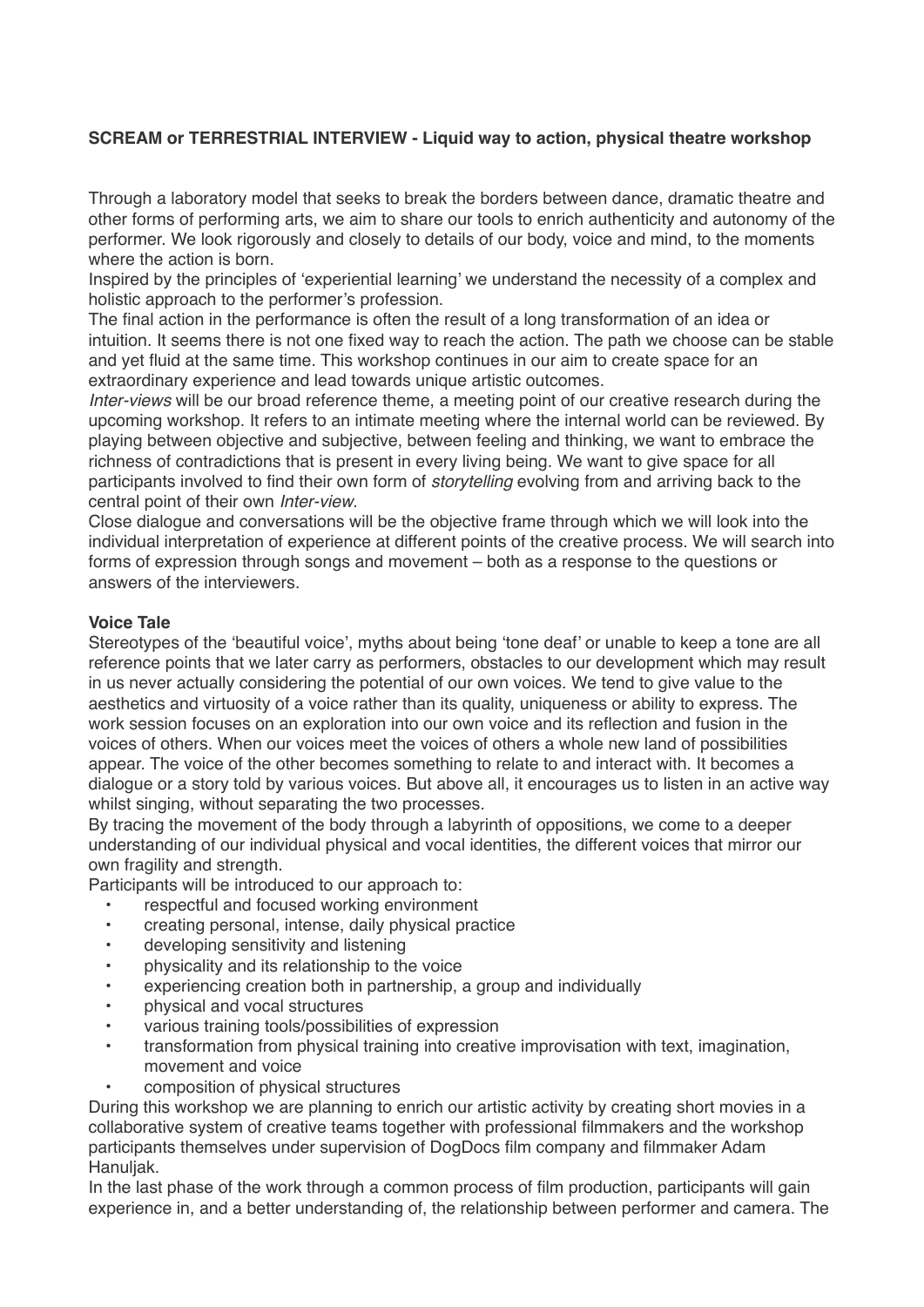**SCREAM or TERRESTRIAL INTERVIEW - Liquid way to action, physical theatre workshop**

Through a laboratory model that seeks to break the borders between dance, dramatic theatre and other forms of performing arts, we aim to share our tools to enrich authenticity and autonomy of the performer. We look rigorously and closely to details of our body, voice and mind, to the moments where the action is born.

Inspired by the principles of 'experiential learning' we understand the necessity of a complex and holistic approach to the performer's profession.

The final action in the performance is often the result of a long transformation of an idea or intuition. It seems there is not one fixed way to reach the action. The path we choose can be stable and yet fluid at the same time. This workshop continues in our aim to create space for an extraordinary experience and lead towards unique artistic outcomes.

*Inter-views* will be our broad reference theme, a meeting point of our creative research during the upcoming workshop. It refers to an intimate meeting where the internal world can be reviewed. By playing between objective and subjective, between feeling and thinking, we want to embrace the richness of contradictions that is present in every living being. We want to give space for all participants involved to find their own form of *storytelling* evolving from and arriving back to the central point of their own *Inter-view*.

Close dialogue and conversations will be the objective frame through which we will look into the individual interpretation of experience at different points of the creative process. We will search into forms of expression through songs and movement – both as a response to the questions or answers of the interviewers.

**Voice Tale**

Stereotypes of the 'beautiful voice', myths about being 'tone deaf' or unable to keep a tone are all reference points that we later carry as performers, obstacles to our development which may result in us never actually considering the potential of our own voices. We tend to give value to the aesthetics and virtuosity of a voice rather than its quality, uniqueness or ability to express. The work session focuses on an exploration into our own voice and its reflection and fusion in the voices of others. When our voices meet the voices of others a whole new land of possibilities appear. The voice of the other becomes something to relate to and interact with. It becomes a dialogue or a story told by various voices. But above all, it encourages us to listen in an active way whilst singing, without separating the two processes.

By tracing the movement of the body through a labyrinth of oppositions, we come to a deeper understanding of our individual physical and vocal identities, the different voices that mirror our own fragility and strength.

Participants will be introduced to our approach to:

- respectful and focused working environment
- creating personal, intense, daily physical practice
- developing sensitivity and listening
- physicality and its relationship to the voice
- experiencing creation both in partnership, a group and individually
- physical and vocal structures
- various training tools/possibilities of expression
- transformation from physical training into creative improvisation with text, imagination, movement and voice
- composition of physical structures

During this workshop we are planning to enrich our artistic activity by creating short movies in a collaborative system of creative teams together with professional filmmakers and the workshop participants themselves under supervision of DogDocs film company and filmmaker Adam Hanuljak.

In the last phase of the work through a common process of film production, participants will gain experience in, and a better understanding of, the relationship between performer and camera. The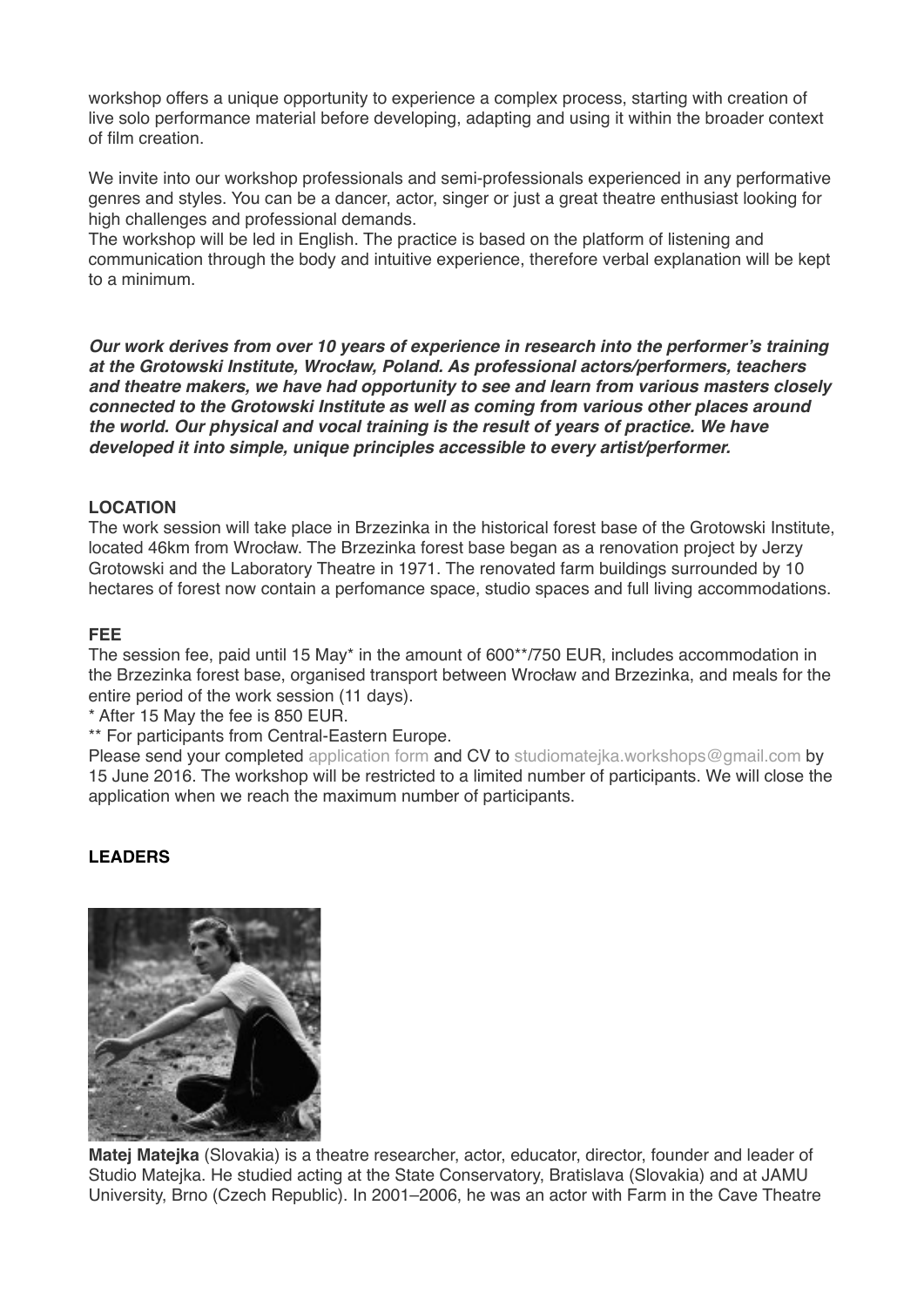workshop offers a unique opportunity to experience a complex process, starting with creation of live solo performance material before developing, adapting and using it within the broader context of film creation.

We invite into our workshop professionals and semi-professionals experienced in any performative genres and styles. You can be a dancer, actor, singer or just a great theatre enthusiast looking for high challenges and professional demands.
The workshop will be led in English. The practice is based on the platform of listening and communication through the body and intuitive experience, therefore verbal explanation will be kept to a minimum.

***Our work derives from over 10 years of experience in research into the performer's training at the Grotowski Institute, Wrocław, Poland. As professional actors/performers, teachers and theatre makers, we have had opportunity to see and learn from various masters closely connected to the Grotowski Institute as well as coming from various other places around the world. Our physical and vocal training is the result of years of practice. We have developed it into simple, unique principles accessible to every artist/performer.***

**LOCATION**

The work session will take place in Brzezinka in the historical forest base of the Grotowski Institute, located 46km from Wrocław. The Brzezinka forest base began as a renovation project by Jerzy Grotowski and the Laboratory Theatre in 1971. The renovated farm buildings surrounded by 10 hectares of forest now contain a perfomance space, studio spaces and full living accommodations.

**FEE**

The session fee, paid until 15 May* in the amount of 600**/750 EUR, includes accommodation in the Brzezinka forest base, organised transport between Wrocław and Brzezinka, and meals for the entire period of the work session (11 days).
* After 15 May the fee is 850 EUR.
** For participants from Central-Eastern Europe.
Please send your completed application form and CV to studiomatejka.workshops@gmail.com by 15 June 2016. The workshop will be restricted to a limited number of participants. We will close the application when we reach the maximum number of participants.

**LEADERS**

**Matej Matejka** (Slovakia) is a theatre researcher, actor, educator, director, founder and leader of Studio Matejka. He studied acting at the State Conservatory, Bratislava (Slovakia) and at JAMU University, Brno (Czech Republic). In 2001–2006, he was an actor with Farm in the Cave Theatre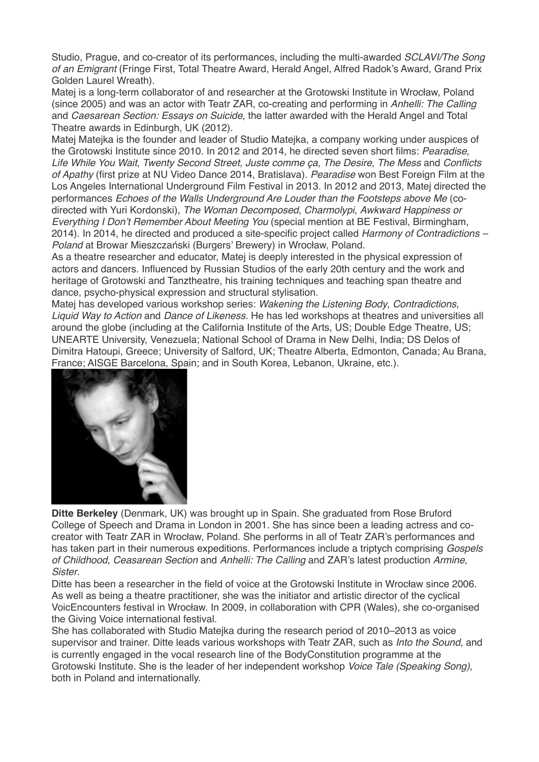Studio, Prague, and co-creator of its performances, including the multi-awarded *SCLAVI/The Song of an Emigrant* (Fringe First, Total Theatre Award, Herald Angel, Alfred Radok's Award, Grand Prix Golden Laurel Wreath).

Matej is a long-term collaborator of and researcher at the Grotowski Institute in Wrocław, Poland (since 2005) and was an actor with Teatr ZAR, co-creating and performing in *Anhelli: The Calling* and *Caesarean Section: Essays on Suicide*, the latter awarded with the Herald Angel and Total Theatre awards in Edinburgh, UK (2012).

Matej Matejka is the founder and leader of Studio Matejka, a company working under auspices of the Grotowski Institute since 2010. In 2012 and 2014, he directed seven short films: *Pearadise*, *Life While You Wait*, *Twenty Second Street*, *Juste comme ça*, *The Desire*, *The Mess* and *Conflicts of Apathy* (first prize at NU Video Dance 2014, Bratislava). *Pearadise* won Best Foreign Film at the Los Angeles International Underground Film Festival in 2013. In 2012 and 2013, Matej directed the performances *Echoes of the Walls Underground Are Louder than the Footsteps above Me* (co-directed with Yuri Kordonski), *The Woman Decomposed, Charmolypi*, *Awkward Happiness or Everything I Don't Remember About Meeting You* (special mention at BE Festival, Birmingham, 2014). In 2014, he directed and produced a site-specific project called *Harmony of Contradictions – Poland* at Browar Mieszczański (Burgers' Brewery) in Wrocław, Poland.

As a theatre researcher and educator, Matej is deeply interested in the physical expression of actors and dancers. Influenced by Russian Studios of the early 20th century and the work and heritage of Grotowski and Tanztheatre, his training techniques and teaching span theatre and dance, psycho-physical expression and structural stylisation.

Matej has developed various workshop series: *Wakening the Listening Body*, *Contradictions*, *Liquid Way to Action* and *Dance of Likeness*. He has led workshops at theatres and universities all around the globe (including at the California Institute of the Arts, US; Double Edge Theatre, US; UNEARTE University, Venezuela; National School of Drama in New Delhi, India; DS Delos of Dimitra Hatoupi, Greece; University of Salford, UK; Theatre Alberta, Edmonton, Canada; Au Brana, France; AISGE Barcelona, Spain; and in South Korea, Lebanon, Ukraine, etc.).

**Ditte Berkeley** (Denmark, UK) was brought up in Spain. She graduated from Rose Bruford College of Speech and Drama in London in 2001. She has since been a leading actress and co-creator with Teatr ZAR in Wrocław, Poland. She performs in all of Teatr ZAR's performances and has taken part in their numerous expeditions. Performances include a triptych comprising *Gospels of Childhood*, *Ceasarean Section* and *Anhelli: The Calling* and ZAR's latest production *Armine, Sister*.

Ditte has been a researcher in the field of voice at the Grotowski Institute in Wrocław since 2006. As well as being a theatre practitioner, she was the initiator and artistic director of the cyclical VoicEncounters festival in Wrocław. In 2009, in collaboration with CPR (Wales), she co-organised the Giving Voice international festival.

She has collaborated with Studio Matejka during the research period of 2010–2013 as voice supervisor and trainer. Ditte leads various workshops with Teatr ZAR, such as *Into the Sound*, and is currently engaged in the vocal research line of the BodyConstitution programme at the Grotowski Institute. She is the leader of her independent workshop *Voice Tale (Speaking Song)*, both in Poland and internationally.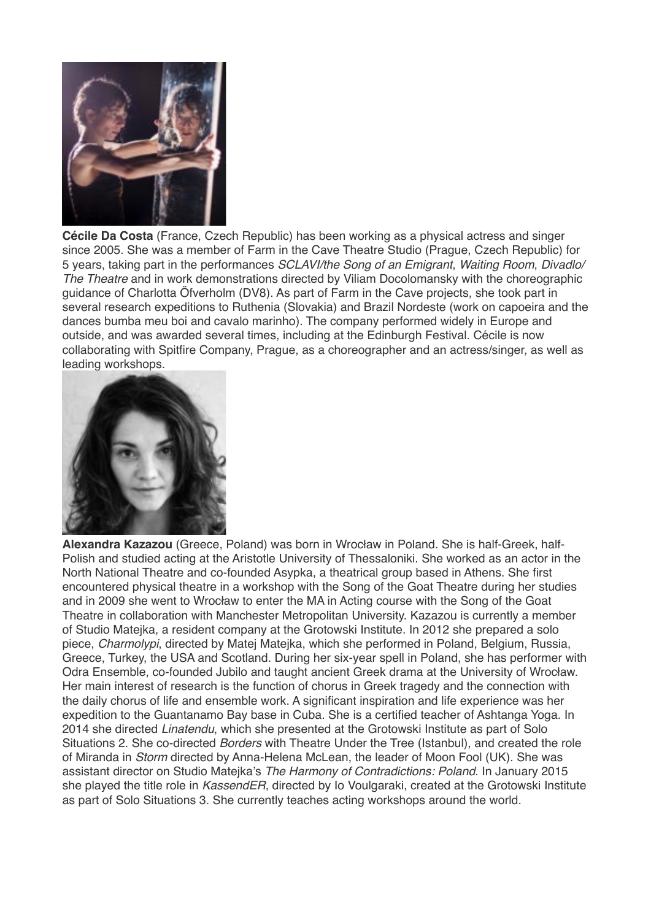**Cécile Da Costa** (France, Czech Republic) has been working as a physical actress and singer since 2005. She was a member of Farm in the Cave Theatre Studio (Prague, Czech Republic) for 5 years, taking part in the performances *SCLAVI/the Song of an Emigrant*, *Waiting Room*, *Divadlo/ The Theatre* and in work demonstrations directed by Viliam Docolomansky with the choreographic guidance of Charlotta Öfverholm (DV8). As part of Farm in the Cave projects, she took part in several research expeditions to Ruthenia (Slovakia) and Brazil Nordeste (work on capoeira and the dances bumba meu boi and cavalo marinho). The company performed widely in Europe and outside, and was awarded several times, including at the Edinburgh Festival. Cécile is now collaborating with Spitfire Company, Prague, as a choreographer and an actress/singer, as well as leading workshops.

**Alexandra Kazazou** (Greece, Poland) was born in Wrocław in Poland. She is half-Greek, half-Polish and studied acting at the Aristotle University of Thessaloniki. She worked as an actor in the North National Theatre and co-founded Asypka, a theatrical group based in Athens. She first encountered physical theatre in a workshop with the Song of the Goat Theatre during her studies and in 2009 she went to Wrocław to enter the MA in Acting course with the Song of the Goat Theatre in collaboration with Manchester Metropolitan University. Kazazou is currently a member of Studio Matejka, a resident company at the Grotowski Institute. In 2012 she prepared a solo piece, *Charmolypi*, directed by Matej Matejka, which she performed in Poland, Belgium, Russia, Greece, Turkey, the USA and Scotland. During her six-year spell in Poland, she has performer with Odra Ensemble, co-founded Jubilo and taught ancient Greek drama at the University of Wrocław. Her main interest of research is the function of chorus in Greek tragedy and the connection with the daily chorus of life and ensemble work. A significant inspiration and life experience was her expedition to the Guantanamo Bay base in Cuba. She is a certified teacher of Ashtanga Yoga. In 2014 she directed *Linatendu*, which she presented at the Grotowski Institute as part of Solo Situations 2. She co-directed *Borders* with Theatre Under the Tree (Istanbul), and created the role of Miranda in *Storm* directed by Anna-Helena McLean, the leader of Moon Fool (UK). She was assistant director on Studio Matejka's *The Harmony of Contradictions: Poland*. In January 2015 she played the title role in *KassendER*, directed by Io Voulgaraki, created at the Grotowski Institute as part of Solo Situations 3. She currently teaches acting workshops around the world.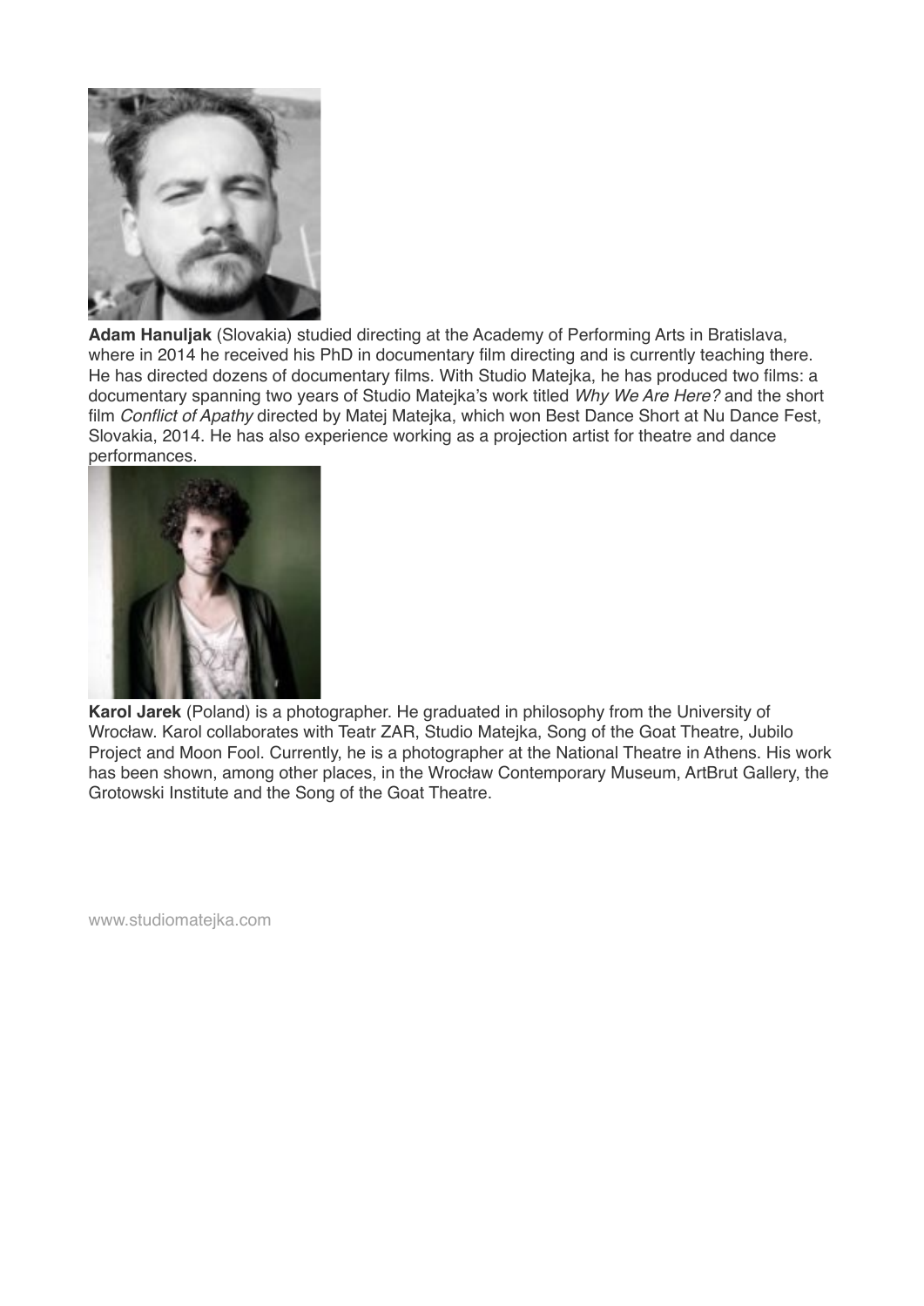**Adam Hanuljak** (Slovakia) studied directing at the Academy of Performing Arts in Bratislava, where in 2014 he received his PhD in documentary film directing and is currently teaching there. He has directed dozens of documentary films. With Studio Matejka, he has produced two films: a documentary spanning two years of Studio Matejka's work titled *Why We Are Here?* and the short film *Conflict of Apathy* directed by Matej Matejka, which won Best Dance Short at Nu Dance Fest, Slovakia, 2014. He has also experience working as a projection artist for theatre and dance performances.

**Karol Jarek** (Poland) is a photographer. He graduated in philosophy from the University of Wrocław. Karol collaborates with Teatr ZAR, Studio Matejka, Song of the Goat Theatre, Jubilo Project and Moon Fool. Currently, he is a photographer at the National Theatre in Athens. His work has been shown, among other places, in the Wrocław Contemporary Museum, ArtBrut Gallery, the Grotowski Institute and the Song of the Goat Theatre.

www.studiomatejka.com